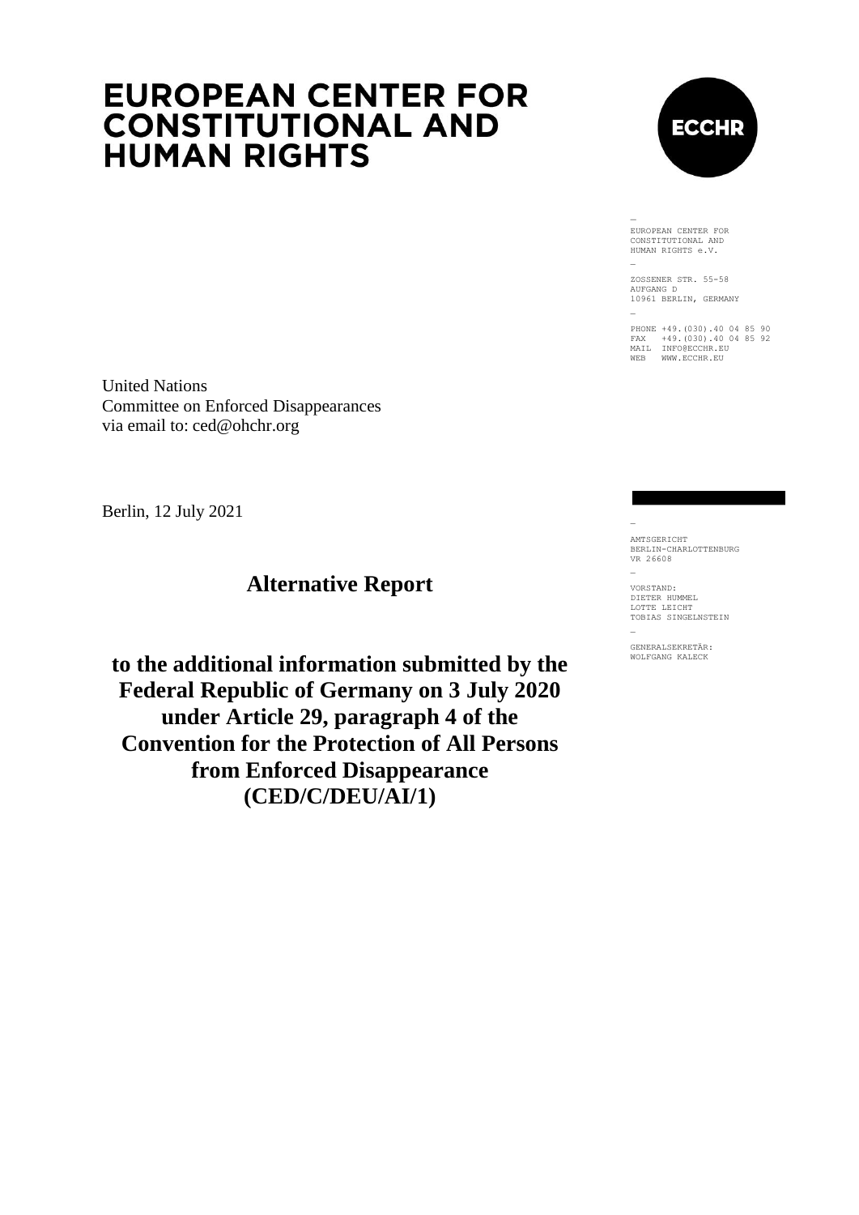# EUROPEAN CENTER FOR CONSTITUTIONAL AND HUMAN RIGHTS

ECCHR

—
EUROPEAN CENTER FOR CONSTITUTIONAL AND HUMAN RIGHTS e.V.
—
ZOSSENER STR. 55-58
AUFGANG D
10961 BERLIN, GERMANY
—
PHONE +49.(030).40 04 85 90
FAX +49.(030).40 04 85 92
MAIL INFO@ECCHR.EU
WEB WWW.ECCHR.EU

—
AMTSGERICHT
BERLIN-CHARLOTTENBURG
VR 26608
—
VORSTAND:
DIETER HUMMEL
LOTTE LEICHT
TOBIAS SINGELNSTEIN
—
GENERALSEKRETÄR:
WOLFGANG KALECK

United Nations
Committee on Enforced Disappearances
via email to: ced@ohchr.org

Berlin, 12 July 2021

## Alternative Report

**to the additional information submitted by the Federal Republic of Germany on 3 July 2020 under Article 29, paragraph 4 of the Convention for the Protection of All Persons from Enforced Disappearance (CED/C/DEU/AI/1)**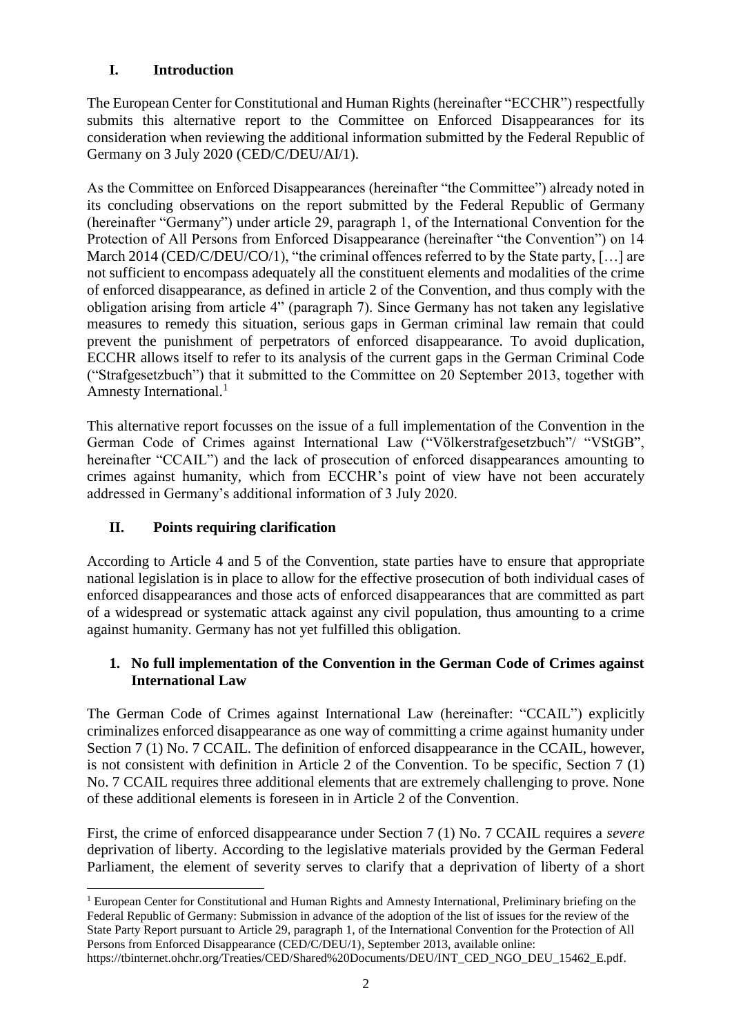## I. Introduction

The European Center for Constitutional and Human Rights (hereinafter "ECCHR") respectfully submits this alternative report to the Committee on Enforced Disappearances for its consideration when reviewing the additional information submitted by the Federal Republic of Germany on 3 July 2020 (CED/C/DEU/AI/1).

As the Committee on Enforced Disappearances (hereinafter "the Committee") already noted in its concluding observations on the report submitted by the Federal Republic of Germany (hereinafter "Germany") under article 29, paragraph 1, of the International Convention for the Protection of All Persons from Enforced Disappearance (hereinafter "the Convention") on 14 March 2014 (CED/C/DEU/CO/1), "the criminal offences referred to by the State party, […] are not sufficient to encompass adequately all the constituent elements and modalities of the crime of enforced disappearance, as defined in article 2 of the Convention, and thus comply with the obligation arising from article 4" (paragraph 7). Since Germany has not taken any legislative measures to remedy this situation, serious gaps in German criminal law remain that could prevent the punishment of perpetrators of enforced disappearance. To avoid duplication, ECCHR allows itself to refer to its analysis of the current gaps in the German Criminal Code ("Strafgesetzbuch") that it submitted to the Committee on 20 September 2013, together with Amnesty International.[1]

This alternative report focusses on the issue of a full implementation of the Convention in the German Code of Crimes against International Law ("Völkerstrafgesetzbuch"/ "VStGB", hereinafter "CCAIL") and the lack of prosecution of enforced disappearances amounting to crimes against humanity, which from ECCHR's point of view have not been accurately addressed in Germany's additional information of 3 July 2020.

## II. Points requiring clarification

According to Article 4 and 5 of the Convention, state parties have to ensure that appropriate national legislation is in place to allow for the effective prosecution of both individual cases of enforced disappearances and those acts of enforced disappearances that are committed as part of a widespread or systematic attack against any civil population, thus amounting to a crime against humanity. Germany has not yet fulfilled this obligation.

### 1. No full implementation of the Convention in the German Code of Crimes against International Law

The German Code of Crimes against International Law (hereinafter: "CCAIL") explicitly criminalizes enforced disappearance as one way of committing a crime against humanity under Section 7 (1) No. 7 CCAIL. The definition of enforced disappearance in the CCAIL, however, is not consistent with definition in Article 2 of the Convention. To be specific, Section 7 (1) No. 7 CCAIL requires three additional elements that are extremely challenging to prove. None of these additional elements is foreseen in in Article 2 of the Convention.

First, the crime of enforced disappearance under Section 7 (1) No. 7 CCAIL requires a *severe* deprivation of liberty. According to the legislative materials provided by the German Federal Parliament, the element of severity serves to clarify that a deprivation of liberty of a short

---

[1] European Center for Constitutional and Human Rights and Amnesty International, Preliminary briefing on the Federal Republic of Germany: Submission in advance of the adoption of the list of issues for the review of the State Party Report pursuant to Article 29, paragraph 1, of the International Convention for the Protection of All Persons from Enforced Disappearance (CED/C/DEU/1), September 2013, available online: https://tbinternet.ohchr.org/Treaties/CED/Shared%20Documents/DEU/INT_CED_NGO_DEU_15462_E.pdf.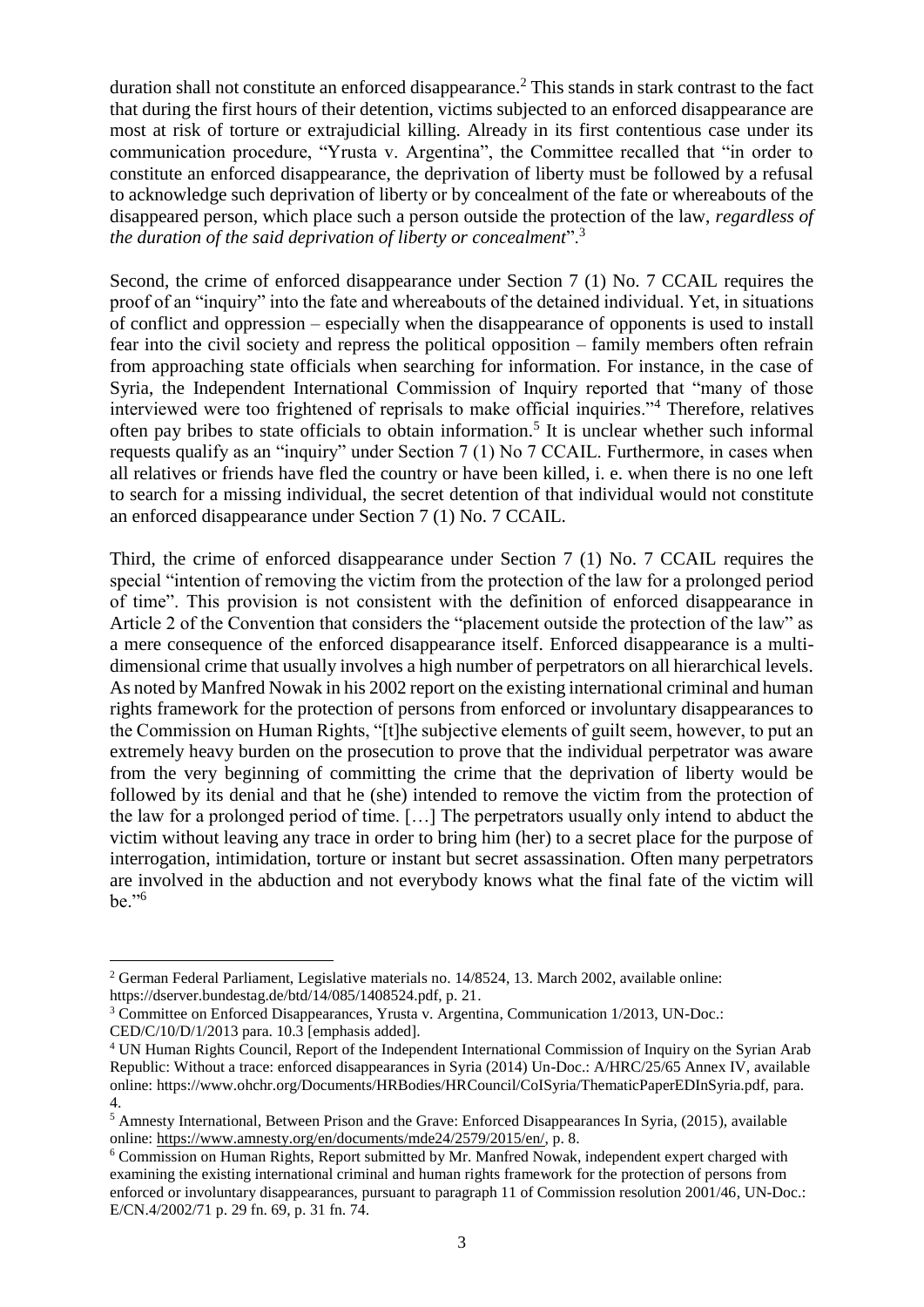duration shall not constitute an enforced disappearance.[2] This stands in stark contrast to the fact that during the first hours of their detention, victims subjected to an enforced disappearance are most at risk of torture or extrajudicial killing. Already in its first contentious case under its communication procedure, "Yrusta v. Argentina", the Committee recalled that "in order to constitute an enforced disappearance, the deprivation of liberty must be followed by a refusal to acknowledge such deprivation of liberty or by concealment of the fate or whereabouts of the disappeared person, which place such a person outside the protection of the law, *regardless of the duration of the said deprivation of liberty or concealment*".[3]

Second, the crime of enforced disappearance under Section 7 (1) No. 7 CCAIL requires the proof of an "inquiry" into the fate and whereabouts of the detained individual. Yet, in situations of conflict and oppression – especially when the disappearance of opponents is used to install fear into the civil society and repress the political opposition – family members often refrain from approaching state officials when searching for information. For instance, in the case of Syria, the Independent International Commission of Inquiry reported that "many of those interviewed were too frightened of reprisals to make official inquiries."[4] Therefore, relatives often pay bribes to state officials to obtain information.[5] It is unclear whether such informal requests qualify as an "inquiry" under Section 7 (1) No 7 CCAIL. Furthermore, in cases when all relatives or friends have fled the country or have been killed, i. e. when there is no one left to search for a missing individual, the secret detention of that individual would not constitute an enforced disappearance under Section 7 (1) No. 7 CCAIL.

Third, the crime of enforced disappearance under Section 7 (1) No. 7 CCAIL requires the special "intention of removing the victim from the protection of the law for a prolonged period of time". This provision is not consistent with the definition of enforced disappearance in Article 2 of the Convention that considers the "placement outside the protection of the law" as a mere consequence of the enforced disappearance itself. Enforced disappearance is a multi-dimensional crime that usually involves a high number of perpetrators on all hierarchical levels. As noted by Manfred Nowak in his 2002 report on the existing international criminal and human rights framework for the protection of persons from enforced or involuntary disappearances to the Commission on Human Rights, "[t]he subjective elements of guilt seem, however, to put an extremely heavy burden on the prosecution to prove that the individual perpetrator was aware from the very beginning of committing the crime that the deprivation of liberty would be followed by its denial and that he (she) intended to remove the victim from the protection of the law for a prolonged period of time. […] The perpetrators usually only intend to abduct the victim without leaving any trace in order to bring him (her) to a secret place for the purpose of interrogation, intimidation, torture or instant but secret assassination. Often many perpetrators are involved in the abduction and not everybody knows what the final fate of the victim will be."[6]

---

[2] German Federal Parliament, Legislative materials no. 14/8524, 13. March 2002, available online: https://dserver.bundestag.de/btd/14/085/1408524.pdf, p. 21.

[3] Committee on Enforced Disappearances, Yrusta v. Argentina, Communication 1/2013, UN-Doc.: CED/C/10/D/1/2013 para. 10.3 [emphasis added].

[4] UN Human Rights Council, Report of the Independent International Commission of Inquiry on the Syrian Arab Republic: Without a trace: enforced disappearances in Syria (2014) Un-Doc.: A/HRC/25/65 Annex IV, available online: https://www.ohchr.org/Documents/HRBodies/HRCouncil/CoISyria/ThematicPaperEDInSyria.pdf, para. 4.

[5] Amnesty International, Between Prison and the Grave: Enforced Disappearances In Syria, (2015), available online: https://www.amnesty.org/en/documents/mde24/2579/2015/en/, p. 8.

[6] Commission on Human Rights, Report submitted by Mr. Manfred Nowak, independent expert charged with examining the existing international criminal and human rights framework for the protection of persons from enforced or involuntary disappearances, pursuant to paragraph 11 of Commission resolution 2001/46, UN-Doc.: E/CN.4/2002/71 p. 29 fn. 69, p. 31 fn. 74.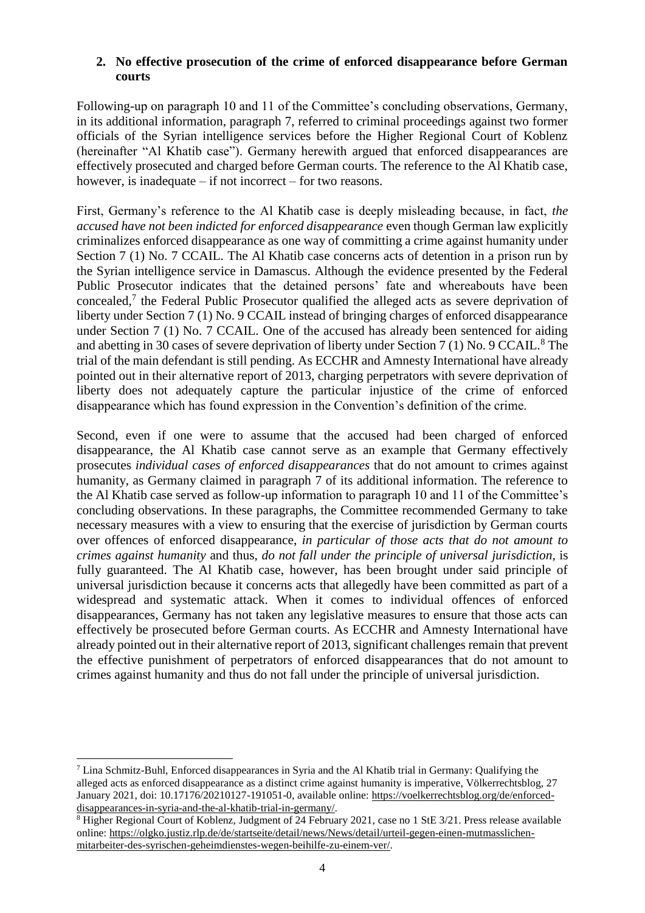## 2. No effective prosecution of the crime of enforced disappearance before German courts

Following-up on paragraph 10 and 11 of the Committee's concluding observations, Germany, in its additional information, paragraph 7, referred to criminal proceedings against two former officials of the Syrian intelligence services before the Higher Regional Court of Koblenz (hereinafter "Al Khatib case"). Germany herewith argued that enforced disappearances are effectively prosecuted and charged before German courts. The reference to the Al Khatib case, however, is inadequate – if not incorrect – for two reasons.

First, Germany's reference to the Al Khatib case is deeply misleading because, in fact, *the accused have not been indicted for enforced disappearance* even though German law explicitly criminalizes enforced disappearance as one way of committing a crime against humanity under Section 7 (1) No. 7 CCAIL. The Al Khatib case concerns acts of detention in a prison run by the Syrian intelligence service in Damascus. Although the evidence presented by the Federal Public Prosecutor indicates that the detained persons' fate and whereabouts have been concealed,[7] the Federal Public Prosecutor qualified the alleged acts as severe deprivation of liberty under Section 7 (1) No. 9 CCAIL instead of bringing charges of enforced disappearance under Section 7 (1) No. 7 CCAIL. One of the accused has already been sentenced for aiding and abetting in 30 cases of severe deprivation of liberty under Section 7 (1) No. 9 CCAIL.[8] The trial of the main defendant is still pending. As ECCHR and Amnesty International have already pointed out in their alternative report of 2013, charging perpetrators with severe deprivation of liberty does not adequately capture the particular injustice of the crime of enforced disappearance which has found expression in the Convention's definition of the crime.

Second, even if one were to assume that the accused had been charged of enforced disappearance, the Al Khatib case cannot serve as an example that Germany effectively prosecutes *individual cases of enforced disappearances* that do not amount to crimes against humanity, as Germany claimed in paragraph 7 of its additional information. The reference to the Al Khatib case served as follow-up information to paragraph 10 and 11 of the Committee's concluding observations. In these paragraphs, the Committee recommended Germany to take necessary measures with a view to ensuring that the exercise of jurisdiction by German courts over offences of enforced disappearance, *in particular of those acts that do not amount to crimes against humanity* and thus, *do not fall under the principle of universal jurisdiction*, is fully guaranteed. The Al Khatib case, however, has been brought under said principle of universal jurisdiction because it concerns acts that allegedly have been committed as part of a widespread and systematic attack. When it comes to individual offences of enforced disappearances, Germany has not taken any legislative measures to ensure that those acts can effectively be prosecuted before German courts. As ECCHR and Amnesty International have already pointed out in their alternative report of 2013, significant challenges remain that prevent the effective punishment of perpetrators of enforced disappearances that do not amount to crimes against humanity and thus do not fall under the principle of universal jurisdiction.

---

[7] Lina Schmitz-Buhl, Enforced disappearances in Syria and the Al Khatib trial in Germany: Qualifying the alleged acts as enforced disappearance as a distinct crime against humanity is imperative, Völkerrechtsblog, 27 January 2021, doi: 10.17176/20210127-191051-0, available online: https://voelkerrechtsblog.org/de/enforced-disappearances-in-syria-and-the-al-khatib-trial-in-germany/.

[8] Higher Regional Court of Koblenz, Judgment of 24 February 2021, case no 1 StE 3/21. Press release available online: https://olgko.justiz.rlp.de/de/startseite/detail/news/News/detail/urteil-gegen-einen-mutmasslichen-mitarbeiter-des-syrischen-geheimdienstes-wegen-beihilfe-zu-einem-ver/.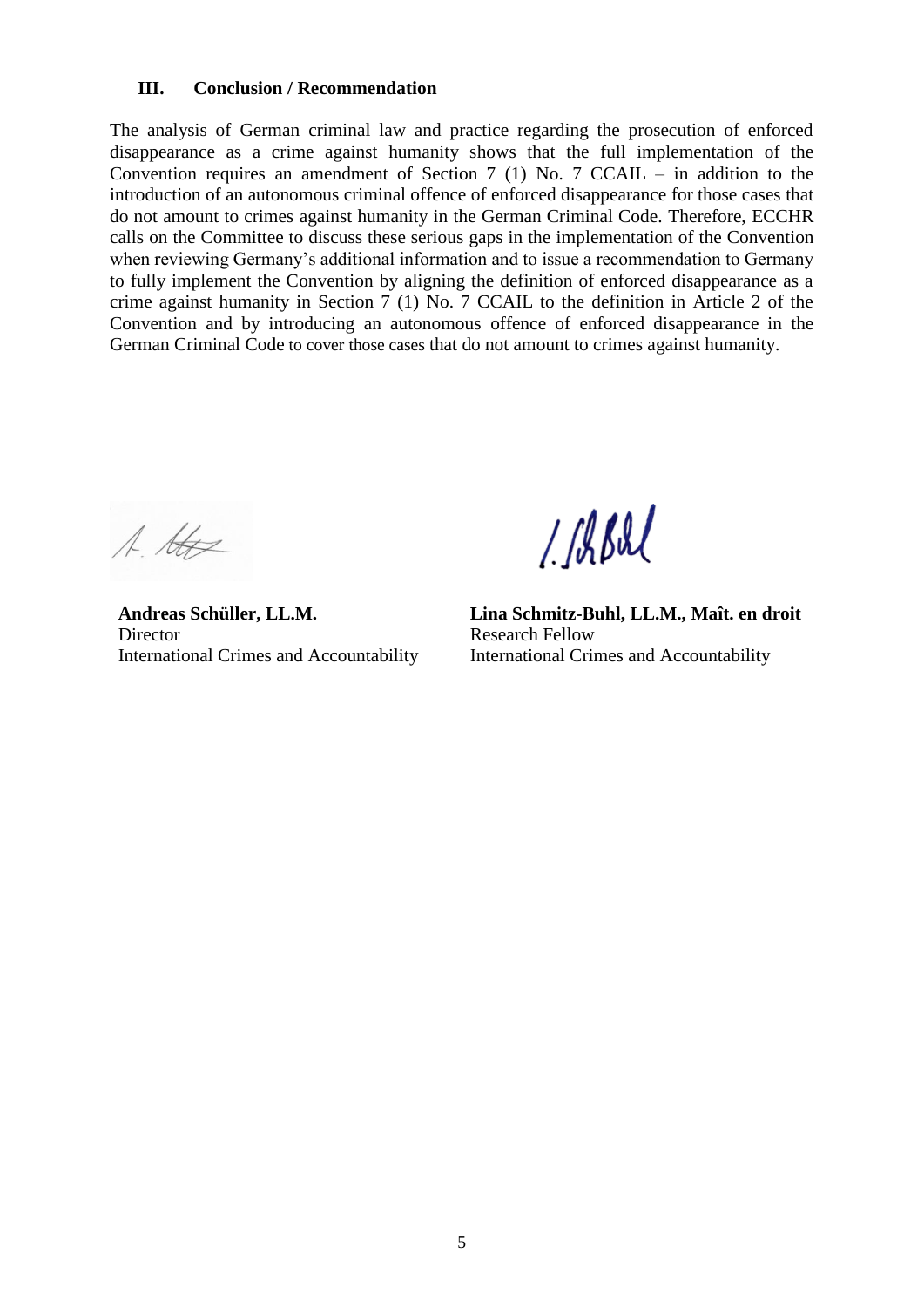### III. Conclusion / Recommendation

The analysis of German criminal law and practice regarding the prosecution of enforced disappearance as a crime against humanity shows that the full implementation of the Convention requires an amendment of Section 7 (1) No. 7 CCAIL – in addition to the introduction of an autonomous criminal offence of enforced disappearance for those cases that do not amount to crimes against humanity in the German Criminal Code. Therefore, ECCHR calls on the Committee to discuss these serious gaps in the implementation of the Convention when reviewing Germany's additional information and to issue a recommendation to Germany to fully implement the Convention by aligning the definition of enforced disappearance as a crime against humanity in Section 7 (1) No. 7 CCAIL to the definition in Article 2 of the Convention and by introducing an autonomous offence of enforced disappearance in the German Criminal Code to cover those cases that do not amount to crimes against humanity.

**Andreas Schüller, LL.M.**
Director
International Crimes and Accountability

**Lina Schmitz-Buhl, LL.M., Maît. en droit**
Research Fellow
International Crimes and Accountability